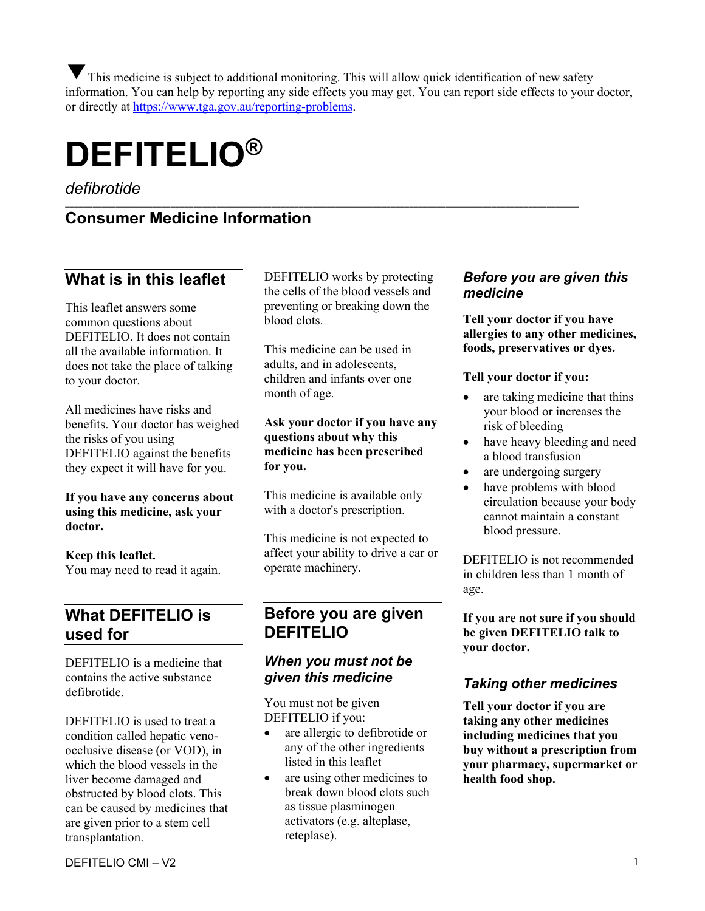▼ This medicine is subject to additional monitoring. This will allow quick identification of new safety information. You can help by reporting any side effects you may get. You can report side effects to your doctor, or directly at https://www.tga.gov.au/reporting-problems.

# DEFITELIO®

*defibrotide*

## Consumer Medicine Information

## What is in this leaflet

This leaflet answers some common questions about DEFITELIO. It does not contain all the available information. It does not take the place of talking to your doctor.

All medicines have risks and benefits. Your doctor has weighed the risks of you using DEFITELIO against the benefits they expect it will have for you.

**If you have any concerns about using this medicine, ask your doctor.**

**Keep this leaflet.**
You may need to read it again.

## What DEFITELIO is used for

DEFITELIO is a medicine that contains the active substance defibrotide.

DEFITELIO is used to treat a condition called hepatic veno-occlusive disease (or VOD), in which the blood vessels in the liver become damaged and obstructed by blood clots. This can be caused by medicines that are given prior to a stem cell transplantation.

DEFITELIO works by protecting the cells of the blood vessels and preventing or breaking down the blood clots.

This medicine can be used in adults, and in adolescents, children and infants over one month of age.

**Ask your doctor if you have any questions about why this medicine has been prescribed for you.**

This medicine is available only with a doctor's prescription.

This medicine is not expected to affect your ability to drive a car or operate machinery.

## Before you are given DEFITELIO

### *When you must not be given this medicine*

You must not be given DEFITELIO if you:

- are allergic to defibrotide or any of the other ingredients listed in this leaflet
- are using other medicines to break down blood clots such as tissue plasminogen activators (e.g. alteplase, reteplase).

### *Before you are given this medicine*

**Tell your doctor if you have allergies to any other medicines, foods, preservatives or dyes.**

**Tell your doctor if you:**

- are taking medicine that thins your blood or increases the risk of bleeding
- have heavy bleeding and need a blood transfusion
- are undergoing surgery
- have problems with blood circulation because your body cannot maintain a constant blood pressure.

DEFITELIO is not recommended in children less than 1 month of age.

**If you are not sure if you should be given DEFITELIO talk to your doctor.**

### *Taking other medicines*

**Tell your doctor if you are taking any other medicines including medicines that you buy without a prescription from your pharmacy, supermarket or health food shop.**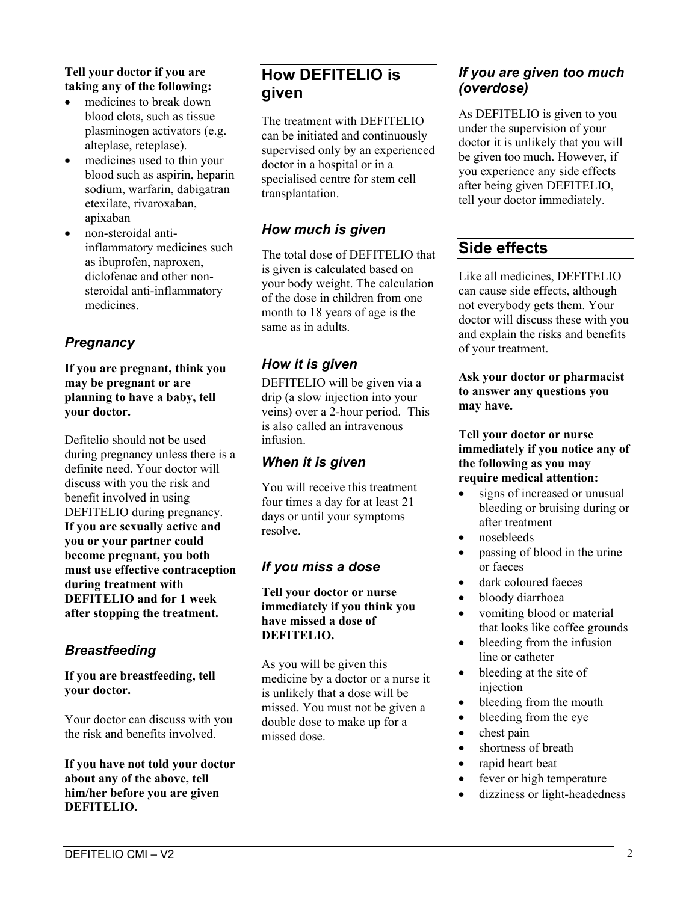**Tell your doctor if you are taking any of the following:**

- medicines to break down blood clots, such as tissue plasminogen activators (e.g. alteplase, reteplase).
- medicines used to thin your blood such as aspirin, heparin sodium, warfarin, dabigatran etexilate, rivaroxaban, apixaban
- non-steroidal anti-inflammatory medicines such as ibuprofen, naproxen, diclofenac and other non-steroidal anti-inflammatory medicines.

### *Pregnancy*

**If you are pregnant, think you may be pregnant or are planning to have a baby, tell your doctor.**

Defitelio should not be used during pregnancy unless there is a definite need. Your doctor will discuss with you the risk and benefit involved in using DEFITELIO during pregnancy. **If you are sexually active and you or your partner could become pregnant, you both must use effective contraception during treatment with DEFITELIO and for 1 week after stopping the treatment.**

### *Breastfeeding*

**If you are breastfeeding, tell your doctor.**

Your doctor can discuss with you the risk and benefits involved.

**If you have not told your doctor about any of the above, tell him/her before you are given DEFITELIO.**

## How DEFITELIO is given

The treatment with DEFITELIO can be initiated and continuously supervised only by an experienced doctor in a hospital or in a specialised centre for stem cell transplantation.

### *How much is given*

The total dose of DEFITELIO that is given is calculated based on your body weight. The calculation of the dose in children from one month to 18 years of age is the same as in adults.

### *How it is given*

DEFITELIO will be given via a drip (a slow injection into your veins) over a 2-hour period. This is also called an intravenous infusion.

### *When it is given*

You will receive this treatment four times a day for at least 21 days or until your symptoms resolve.

### *If you miss a dose*

**Tell your doctor or nurse immediately if you think you have missed a dose of DEFITELIO.**

As you will be given this medicine by a doctor or a nurse it is unlikely that a dose will be missed. You must not be given a double dose to make up for a missed dose.

### *If you are given too much (overdose)*

As DEFITELIO is given to you under the supervision of your doctor it is unlikely that you will be given too much. However, if you experience any side effects after being given DEFITELIO, tell your doctor immediately.

## Side effects

Like all medicines, DEFITELIO can cause side effects, although not everybody gets them. Your doctor will discuss these with you and explain the risks and benefits of your treatment.

**Ask your doctor or pharmacist to answer any questions you may have.**

**Tell your doctor or nurse immediately if you notice any of the following as you may require medical attention:**

- signs of increased or unusual bleeding or bruising during or after treatment
- nosebleeds
- passing of blood in the urine or faeces
- dark coloured faeces
- bloody diarrhoea
- vomiting blood or material that looks like coffee grounds
- bleeding from the infusion line or catheter
- bleeding at the site of injection
- bleeding from the mouth
- bleeding from the eye
- chest pain
- shortness of breath
- rapid heart beat
- fever or high temperature
- dizziness or light-headedness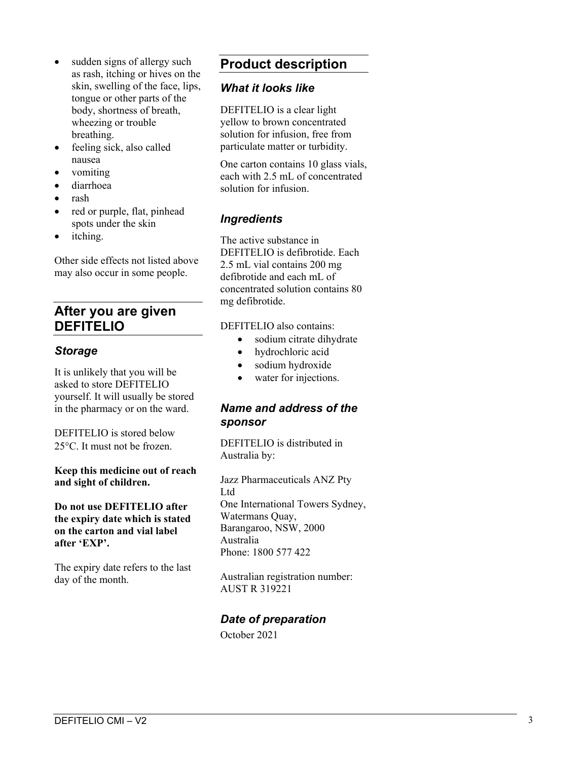- sudden signs of allergy such as rash, itching or hives on the skin, swelling of the face, lips, tongue or other parts of the body, shortness of breath, wheezing or trouble breathing.
- feeling sick, also called nausea
- vomiting
- diarrhoea
- rash
- red or purple, flat, pinhead spots under the skin
- itching.

Other side effects not listed above may also occur in some people.

## After you are given DEFITELIO

### *Storage*

It is unlikely that you will be asked to store DEFITELIO yourself. It will usually be stored in the pharmacy or on the ward.

DEFITELIO is stored below 25°C. It must not be frozen.

**Keep this medicine out of reach and sight of children.**

**Do not use DEFITELIO after the expiry date which is stated on the carton and vial label after 'EXP'.**

The expiry date refers to the last day of the month.

## Product description

### *What it looks like*

DEFITELIO is a clear light yellow to brown concentrated solution for infusion, free from particulate matter or turbidity.

One carton contains 10 glass vials, each with 2.5 mL of concentrated solution for infusion.

### *Ingredients*

The active substance in DEFITELIO is defibrotide. Each 2.5 mL vial contains 200 mg defibrotide and each mL of concentrated solution contains 80 mg defibrotide.

DEFITELIO also contains:

- sodium citrate dihydrate
- hydrochloric acid
- sodium hydroxide
- water for injections.

### *Name and address of the sponsor*

DEFITELIO is distributed in Australia by:

Jazz Pharmaceuticals ANZ Pty Ltd
One International Towers Sydney,
Watermans Quay,
Barangaroo, NSW, 2000
Australia
Phone: 1800 577 422

Australian registration number: AUST R 319221

### *Date of preparation*

October 2021